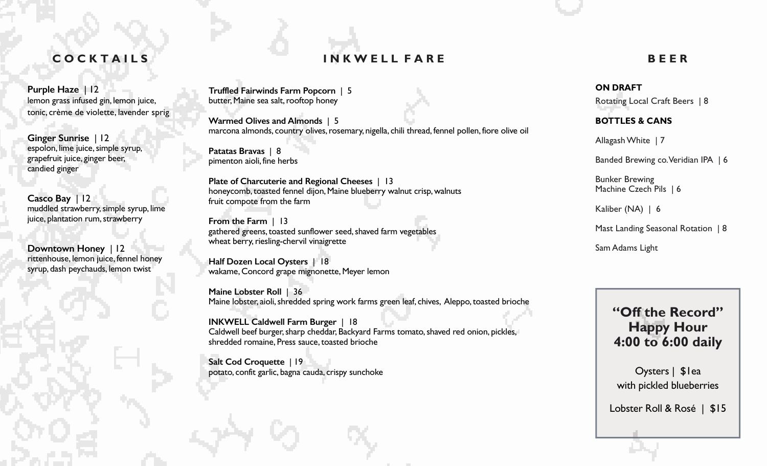## COCKTAILS

**Purple Haze** | 12
lemon grass infused gin, lemon juice, tonic, crème de violette, lavender sprig

**Ginger Sunrise** | 12
espolon, lime juice, simple syrup, grapefruit juice, ginger beer, candied ginger

**Casco Bay** | 12
muddled strawberry, simple syrup, lime juice, plantation rum, strawberry

**Downtown Honey** | 12
rittenhouse, lemon juice, fennel honey syrup, dash peychauds, lemon twist

## INKWELL FARE

**Truffled Fairwinds Farm Popcorn** | 5
butter, Maine sea salt, rooftop honey

**Warmed Olives and Almonds** | 5
marcona almonds, country olives, rosemary, nigella, chili thread, fennel pollen, fiore olive oil

**Patatas Bravas** | 8
pimenton aioli, fine herbs

**Plate of Charcuterie and Regional Cheeses** | 13
honeycomb, toasted fennel dijon, Maine blueberry walnut crisp, walnuts
fruit compote from the farm

**From the Farm** | 13
gathered greens, toasted sunflower seed, shaved farm vegetables
wheat berry, riesling-chervil vinaigrette

**Half Dozen Local Oysters** | 18
wakame, Concord grape mignonette, Meyer lemon

**Maine Lobster Roll** | 36
Maine lobster, aioli, shredded spring work farms green leaf, chives, Aleppo, toasted brioche

**INKWELL Caldwell Farm Burger** | 18
Caldwell beef burger, sharp cheddar, Backyard Farms tomato, shaved red onion, pickles, shredded romaine, Press sauce, toasted brioche

**Salt Cod Croquette** | 19
potato, confit garlic, bagna cauda, crispy sunchoke

## BEER

**ON DRAFT**

Rotating Local Craft Beers | 8

**BOTTLES & CANS**

Allagash White | 7

Banded Brewing co. Veridian IPA | 6

Bunker Brewing
Machine Czech Pils | 6

Kaliber (NA) | 6

Mast Landing Seasonal Rotation | 8

Sam Adams Light

### "Off the Record" Happy Hour 4:00 to 6:00 daily

Oysters | $1ea
with pickled blueberries

Lobster Roll & Rosé | $15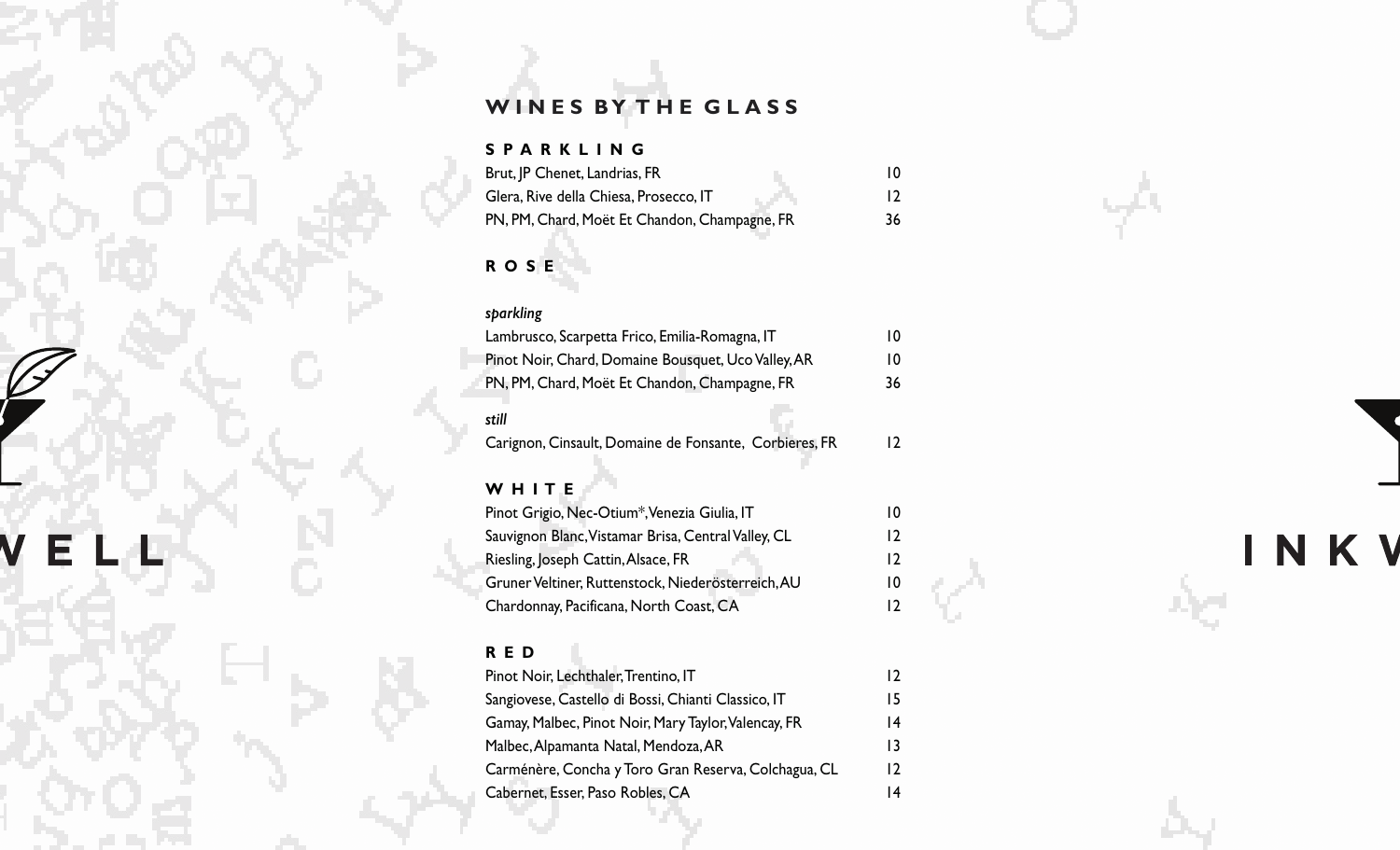# WINES BY THE GLASS

## SPARKLING

| | |
|---|---|
| Brut, JP Chenet, Landrias, FR | 10 |
| Glera, Rive della Chiesa, Prosecco, IT | 12 |
| PN, PM, Chard, Moët Et Chandon, Champagne, FR | 36 |

## ROSE

*sparkling*

| | |
|---|---|
| Lambrusco, Scarpetta Frico, Emilia-Romagna, IT | 10 |
| Pinot Noir, Chard, Domaine Bousquet, Uco Valley, AR | 10 |
| PN, PM, Chard, Moët Et Chandon, Champagne, FR | 36 |

*still*

| | |
|---|---|
| Carignon, Cinsault, Domaine de Fonsante, Corbieres, FR | 12 |

## WHITE

| | |
|---|---|
| Pinot Grigio, Nec-Otium*, Venezia Giulia, IT | 10 |
| Sauvignon Blanc, Vistamar Brisa, Central Valley, CL | 12 |
| Riesling, Joseph Cattin, Alsace, FR | 12 |
| Gruner Veltiner, Ruttenstock, Niederösterreich, AU | 10 |
| Chardonnay, Pacificana, North Coast, CA | 12 |

## RED

| | |
|---|---|
| Pinot Noir, Lechthaler, Trentino, IT | 12 |
| Sangiovese, Castello di Bossi, Chianti Classico, IT | 15 |
| Gamay, Malbec, Pinot Noir, Mary Taylor, Valencay, FR | 14 |
| Malbec, Alpamanta Natal, Mendoza, AR | 13 |
| Carménère, Concha y Toro Gran Reserva, Colchagua, CL | 12 |
| Cabernet, Esser, Paso Robles, CA | 14 |

WELL

INKW